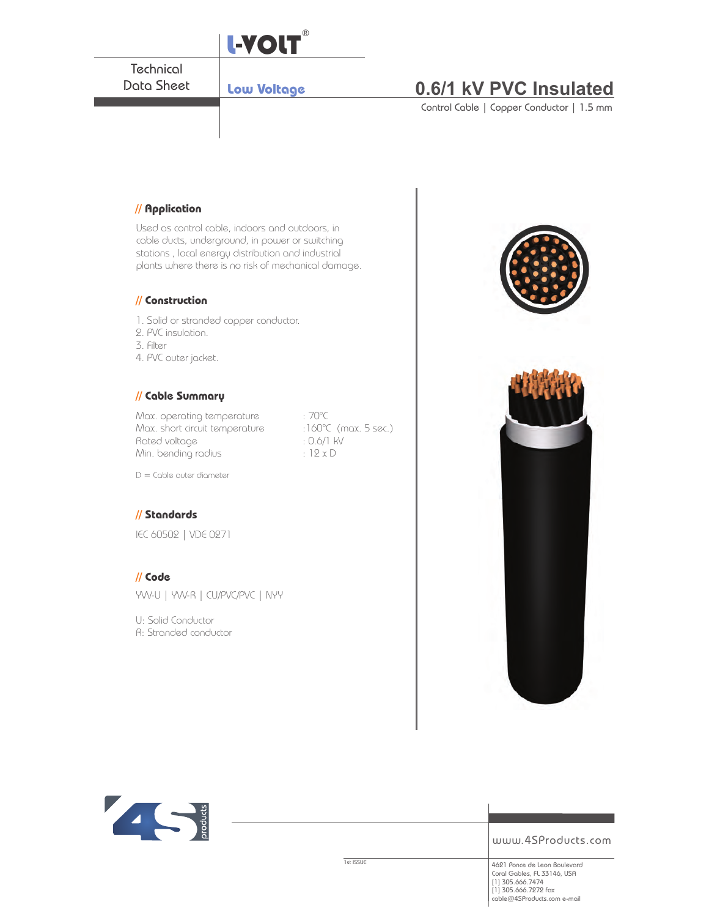L-VOLT®

Technical Data Sheet

**Low Voltage**

# 0.6/1 kV PVC Insulated

Control Cable | Copper Conductor | 1.5 mm

## // Application

Used as control cable, indoors and outdoors, in cable ducts, underground, in power or switching stations , local energy distribution and industrial plants where there is no risk of mechanical damage.

## // Construction

1. Solid or stranded copper conductor.
2. PVC insulation.
3. Filter
4. PVC outer jacket.

## // Cable Summary

| | |
|---|---|
| Max. operating temperature | : 70°C |
| Max. short circuit temperature | :160°C (max. 5 sec.) |
| Rated voltage | : 0.6/1 kV |
| Min. bending radius | : 12 x D |

D = Cable outer diameter

## // Standards

IEC 60502 | VDE 0271

## // Code

YVV-U | YVV-R | CU/PVC/PVC | NYY

U: Solid Conductor
R: Stranded conductor

1st ISSUE

www.4SProducts.com

4621 Ponce de Leon Boulevard
Coral Gables, FL 33146, USA
[1] 305.666.7474
[1] 305.666.7272 fax
cable@4SProducts.com e-mail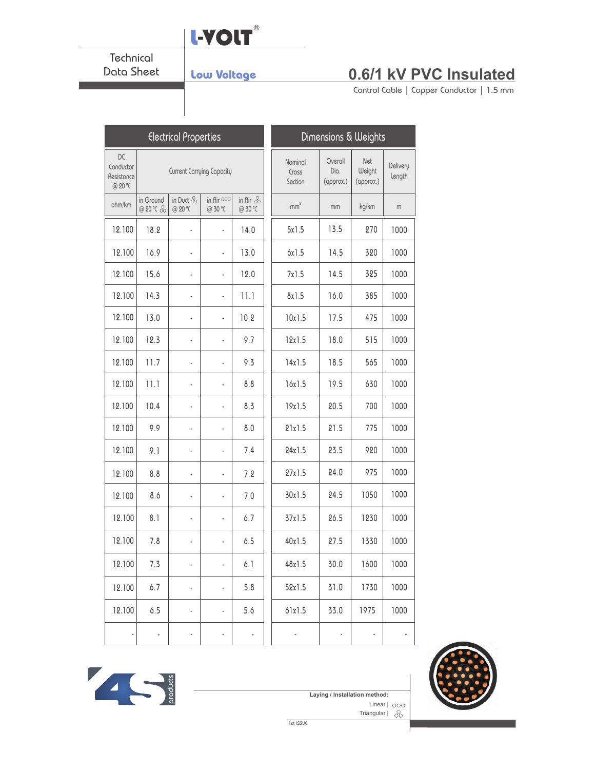Technical Data Sheet

**Low Voltage**

# 0.6/1 kV PVC Insulated

Control Cable | Copper Conductor | 1.5 mm

| Electrical Properties | | | | | Dimensions & Weights | | | |
|---|---|---|---|---|---|---|---|---|
| DC Conductor Resistance @ 20 °C | Current Carrying Capacity | | | | Nominal Cross Section | Overall Dia. (approx.) | Net Weight (approx.) | Delivery Length |
| ohm/km | in Ground @ 20 °C (triangular) | in Duct (triangular) @ 20 °C | in Air (linear) @ 30 °C | in Air (triangular) @ 30 °C | mm² | mm | kg/km | m |
| 12.100 | 18.2 | - | - | 14.0 | 5x1.5 | 13.5 | 270 | 1000 |
| 12.100 | 16.9 | - | - | 13.0 | 6x1.5 | 14.5 | 320 | 1000 |
| 12.100 | 15.6 | - | - | 12.0 | 7x1.5 | 14.5 | 325 | 1000 |
| 12.100 | 14.3 | - | - | 11.1 | 8x1.5 | 16.0 | 385 | 1000 |
| 12.100 | 13.0 | - | - | 10.2 | 10x1.5 | 17.5 | 475 | 1000 |
| 12.100 | 12.3 | - | - | 9.7 | 12x1.5 | 18.0 | 515 | 1000 |
| 12.100 | 11.7 | - | - | 9.3 | 14x1.5 | 18.5 | 565 | 1000 |
| 12.100 | 11.1 | - | - | 8.8 | 16x1.5 | 19.5 | 630 | 1000 |
| 12.100 | 10.4 | - | - | 8.3 | 19x1.5 | 20.5 | 700 | 1000 |
| 12.100 | 9.9 | - | - | 8.0 | 21x1.5 | 21.5 | 775 | 1000 |
| 12.100 | 9.1 | - | - | 7.4 | 24x1.5 | 23.5 | 920 | 1000 |
| 12.100 | 8.8 | - | - | 7.2 | 27x1.5 | 24.0 | 975 | 1000 |
| 12.100 | 8.6 | - | - | 7.0 | 30x1.5 | 24.5 | 1050 | 1000 |
| 12.100 | 8.1 | - | - | 6.7 | 37x1.5 | 26.5 | 1230 | 1000 |
| 12.100 | 7.8 | - | - | 6.5 | 40x1.5 | 27.5 | 1330 | 1000 |
| 12.100 | 7.3 | - | - | 6.1 | 48x1.5 | 30.0 | 1600 | 1000 |
| 12.100 | 6.7 | - | - | 5.8 | 52x1.5 | 31.0 | 1730 | 1000 |
| 12.100 | 6.5 | - | - | 5.6 | 61x1.5 | 33.0 | 1975 | 1000 |
| - | - | - | - | - | - | - | - | - |

**Laying / Installation method:**

Linear | ○○○

Triangular | (triangular symbol)

1st ISSUE